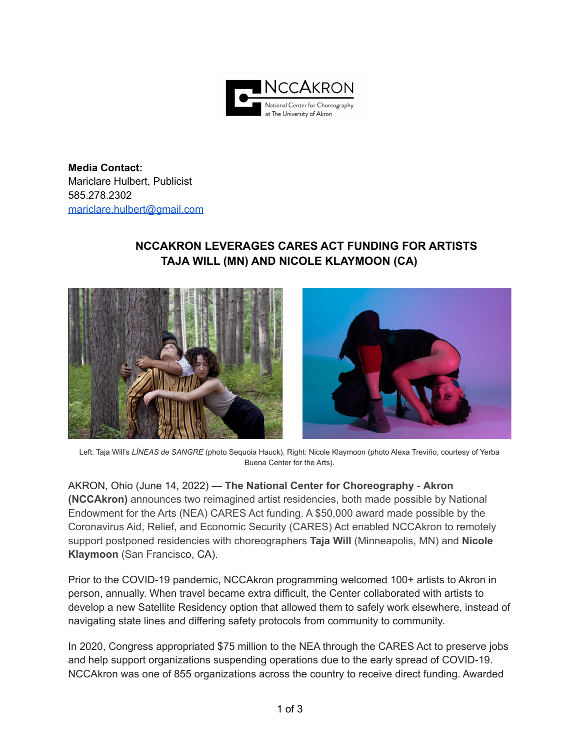**Media Contact:**
Mariclare Hulbert, Publicist
585.278.2302
mariclare.hulbert@gmail.com

## NCCAKRON LEVERAGES CARES ACT FUNDING FOR ARTISTS TAJA WILL (MN) AND NICOLE KLAYMOON (CA)

Left: Taja Will's *LÍNEAS de SANGRE* (photo Sequoia Hauck). Right: Nicole Klaymoon (photo Alexa Treviño, courtesy of Yerba Buena Center for the Arts).

AKRON, Ohio (June 14, 2022) — **The National Center for Choreography** - **Akron (NCCAkron)** announces two reimagined artist residencies, both made possible by National Endowment for the Arts (NEA) CARES Act funding. A $50,000 award made possible by the Coronavirus Aid, Relief, and Economic Security (CARES) Act enabled NCCAkron to remotely support postponed residencies with choreographers **Taja Will** (Minneapolis, MN) and **Nicole Klaymoon** (San Francisco, CA).

Prior to the COVID-19 pandemic, NCCAkron programming welcomed 100+ artists to Akron in person, annually. When travel became extra difficult, the Center collaborated with artists to develop a new Satellite Residency option that allowed them to safely work elsewhere, instead of navigating state lines and differing safety protocols from community to community.

In 2020, Congress appropriated $75 million to the NEA through the CARES Act to preserve jobs and help support organizations suspending operations due to the early spread of COVID-19. NCCAkron was one of 855 organizations across the country to receive direct funding. Awarded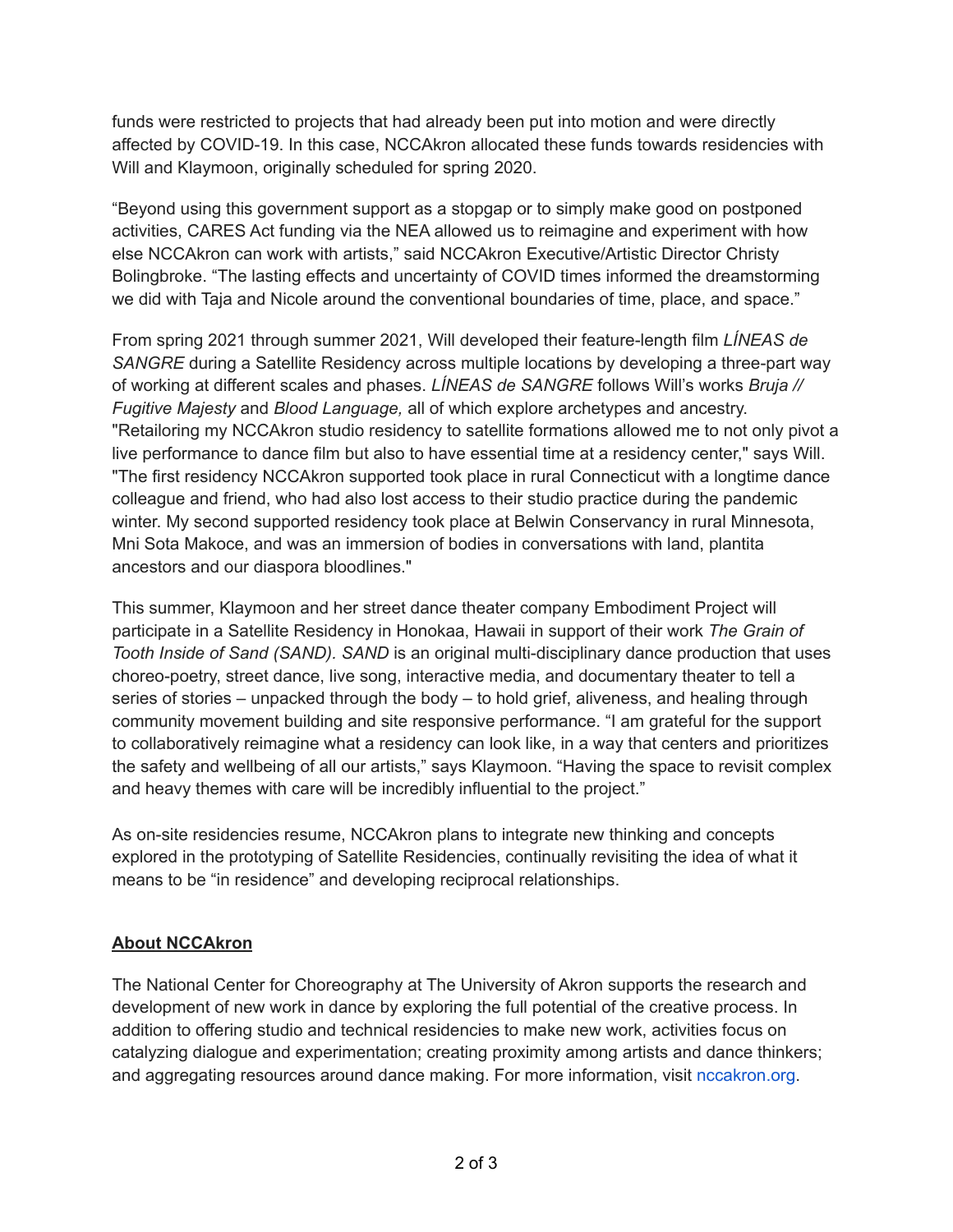funds were restricted to projects that had already been put into motion and were directly affected by COVID-19. In this case, NCCAkron allocated these funds towards residencies with Will and Klaymoon, originally scheduled for spring 2020.

“Beyond using this government support as a stopgap or to simply make good on postponed activities, CARES Act funding via the NEA allowed us to reimagine and experiment with how else NCCAkron can work with artists,” said NCCAkron Executive/Artistic Director Christy Bolingbroke. “The lasting effects and uncertainty of COVID times informed the dreamstorming we did with Taja and Nicole around the conventional boundaries of time, place, and space.”

From spring 2021 through summer 2021, Will developed their feature-length film *LÍNEAS de SANGRE* during a Satellite Residency across multiple locations by developing a three-part way of working at different scales and phases. *LÍNEAS de SANGRE* follows Will’s works *Bruja // Fugitive Majesty* and *Blood Language,* all of which explore archetypes and ancestry. "Retailoring my NCCAkron studio residency to satellite formations allowed me to not only pivot a live performance to dance film but also to have essential time at a residency center," says Will. "The first residency NCCAkron supported took place in rural Connecticut with a longtime dance colleague and friend, who had also lost access to their studio practice during the pandemic winter. My second supported residency took place at Belwin Conservancy in rural Minnesota, Mni Sota Makoce, and was an immersion of bodies in conversations with land, plantita ancestors and our diaspora bloodlines."

This summer, Klaymoon and her street dance theater company Embodiment Project will participate in a Satellite Residency in Honokaa, Hawaii in support of their work *The Grain of Tooth Inside of Sand (SAND). SAND* is an original multi-disciplinary dance production that uses choreo-poetry, street dance, live song, interactive media, and documentary theater to tell a series of stories – unpacked through the body – to hold grief, aliveness, and healing through community movement building and site responsive performance. “I am grateful for the support to collaboratively reimagine what a residency can look like, in a way that centers and prioritizes the safety and wellbeing of all our artists,” says Klaymoon. “Having the space to revisit complex and heavy themes with care will be incredibly influential to the project.”

As on-site residencies resume, NCCAkron plans to integrate new thinking and concepts explored in the prototyping of Satellite Residencies, continually revisiting the idea of what it means to be “in residence” and developing reciprocal relationships.

**About NCCAkron**

The National Center for Choreography at The University of Akron supports the research and development of new work in dance by exploring the full potential of the creative process. In addition to offering studio and technical residencies to make new work, activities focus on catalyzing dialogue and experimentation; creating proximity among artists and dance thinkers; and aggregating resources around dance making. For more information, visit nccakron.org.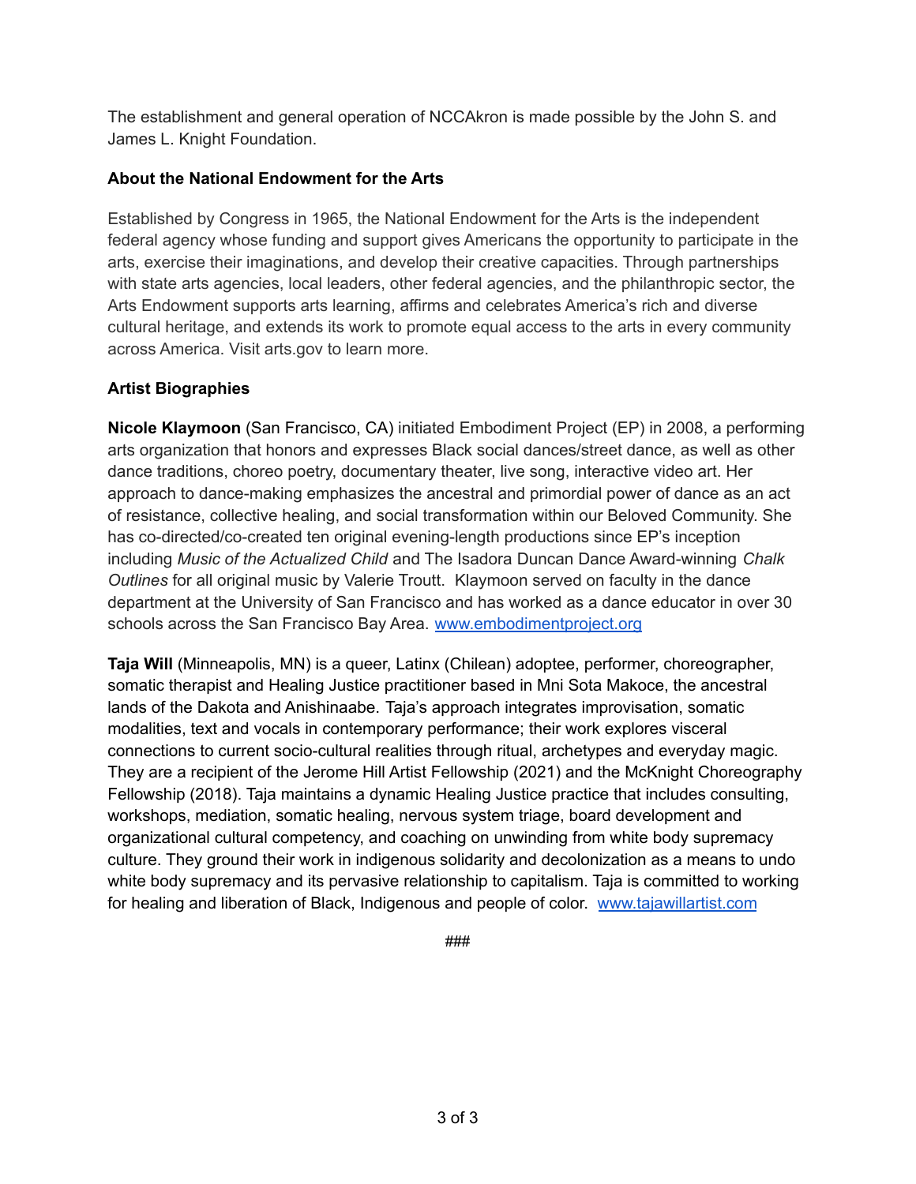The establishment and general operation of NCCAkron is made possible by the John S. and James L. Knight Foundation.

**About the National Endowment for the Arts**

Established by Congress in 1965, the National Endowment for the Arts is the independent federal agency whose funding and support gives Americans the opportunity to participate in the arts, exercise their imaginations, and develop their creative capacities. Through partnerships with state arts agencies, local leaders, other federal agencies, and the philanthropic sector, the Arts Endowment supports arts learning, affirms and celebrates America's rich and diverse cultural heritage, and extends its work to promote equal access to the arts in every community across America. Visit arts.gov to learn more.

**Artist Biographies**

**Nicole Klaymoon** (San Francisco, CA) initiated Embodiment Project (EP) in 2008, a performing arts organization that honors and expresses Black social dances/street dance, as well as other dance traditions, choreo poetry, documentary theater, live song, interactive video art. Her approach to dance-making emphasizes the ancestral and primordial power of dance as an act of resistance, collective healing, and social transformation within our Beloved Community. She has co-directed/co-created ten original evening-length productions since EP's inception including *Music of the Actualized Child* and The Isadora Duncan Dance Award-winning *Chalk Outlines* for all original music by Valerie Troutt. Klaymoon served on faculty in the dance department at the University of San Francisco and has worked as a dance educator in over 30 schools across the San Francisco Bay Area. [www.embodimentproject.org](http://www.embodimentproject.org)

**Taja Will** (Minneapolis, MN) is a queer, Latinx (Chilean) adoptee, performer, choreographer, somatic therapist and Healing Justice practitioner based in Mni Sota Makoce, the ancestral lands of the Dakota and Anishinaabe. Taja's approach integrates improvisation, somatic modalities, text and vocals in contemporary performance; their work explores visceral connections to current socio-cultural realities through ritual, archetypes and everyday magic. They are a recipient of the Jerome Hill Artist Fellowship (2021) and the McKnight Choreography Fellowship (2018). Taja maintains a dynamic Healing Justice practice that includes consulting, workshops, mediation, somatic healing, nervous system triage, board development and organizational cultural competency, and coaching on unwinding from white body supremacy culture. They ground their work in indigenous solidarity and decolonization as a means to undo white body supremacy and its pervasive relationship to capitalism. Taja is committed to working for healing and liberation of Black, Indigenous and people of color. [www.tajawillartist.com](http://www.tajawillartist.com)

###